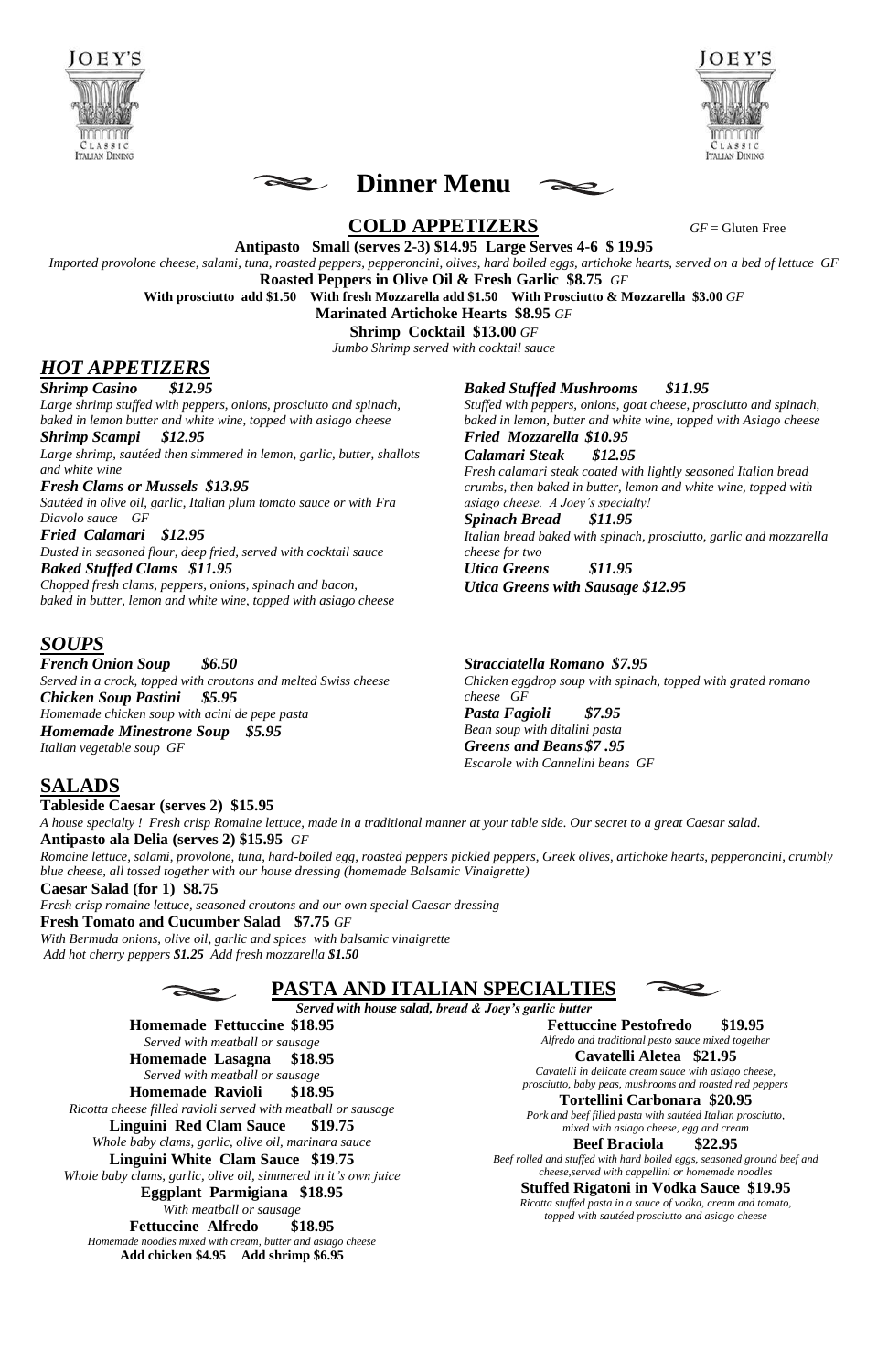# Dinner Menu

## COLD APPETIZERS

*GF* = Gluten Free

**Antipasto Small (serves 2-3) $14.95 Large Serves 4-6 $ 19.95**

*Imported provolone cheese, salami, tuna, roasted peppers, pepperoncini, olives, hard boiled eggs, artichoke hearts, served on a bed of lettuce GF*

**Roasted Peppers in Olive Oil & Fresh Garlic $8.75** *GF*

**With prosciutto add $1.50 With fresh Mozzarella add $1.50 With Prosciutto & Mozzarella $3.00** *GF*

**Marinated Artichoke Hearts $8.95** *GF*

**Shrimp Cocktail $13.00** *GF*

*Jumbo Shrimp served with cocktail sauce*

## *HOT APPETIZERS*

***Shrimp Casino $12.95***

*Large shrimp stuffed with peppers, onions, prosciutto and spinach, baked in lemon butter and white wine, topped with asiago cheese*

***Shrimp Scampi $12.95***

*Large shrimp, sautéed then simmered in lemon, garlic, butter, shallots and white wine*

***Fresh Clams or Mussels $13.95***

*Sautéed in olive oil, garlic, Italian plum tomato sauce or with Fra Diavolo sauce GF*

***Fried Calamari $12.95***

*Dusted in seasoned flour, deep fried, served with cocktail sauce*

***Baked Stuffed Clams $11.95***

*Chopped fresh clams, peppers, onions, spinach and bacon, baked in butter, lemon and white wine, topped with asiago cheese*

***Baked Stuffed Mushrooms $11.95***

*Stuffed with peppers, onions, goat cheese, prosciutto and spinach, baked in lemon, butter and white wine, topped with Asiago cheese*

***Fried Mozzarella $10.95***

***Calamari Steak $12.95***

*Fresh calamari steak coated with lightly seasoned Italian bread crumbs, then baked in butter, lemon and white wine, topped with asiago cheese. A Joey's specialty!*

***Spinach Bread $11.95***

*Italian bread baked with spinach, prosciutto, garlic and mozzarella cheese for two*

***Utica Greens $11.95***

***Utica Greens with Sausage $12.95***

## *SOUPS*

***French Onion Soup $6.50***

*Served in a crock, topped with croutons and melted Swiss cheese*

***Chicken Soup Pastini $5.95***

*Homemade chicken soup with acini de pepe pasta*

***Homemade Minestrone Soup $5.95***

*Italian vegetable soup GF*

***Stracciatella Romano $7.95***

*Chicken eggdrop soup with spinach, topped with grated romano cheese GF*

***Pasta Fagioli $7.95***

*Bean soup with ditalini pasta*

***Greens and Beans $7 .95***

*Escarole with Cannelini beans GF*

## SALADS

**Tableside Caesar (serves 2) $15.95**

*A house specialty ! Fresh crisp Romaine lettuce, made in a traditional manner at your table side. Our secret to a great Caesar salad.*

**Antipasto ala Delia (serves 2) $15.95** *GF*

*Romaine lettuce, salami, provolone, tuna, hard-boiled egg, roasted peppers pickled peppers, Greek olives, artichoke hearts, pepperoncini, crumbly blue cheese, all tossed together with our house dressing (homemade Balsamic Vinaigrette)*

**Caesar Salad (for 1) $8.75**

*Fresh crisp romaine lettuce, seasoned croutons and our own special Caesar dressing*

**Fresh Tomato and Cucumber Salad $7.75** *GF*

*With Bermuda onions, olive oil, garlic and spices with balsamic vinaigrette*

*Add hot cherry peppers **$1.25** Add fresh mozzarella **$1.50***

## PASTA AND ITALIAN SPECIALTIES

***Served with house salad, bread & Joey's garlic butter***

**Homemade Fettuccine $18.95**

*Served with meatball or sausage*

**Homemade Lasagna $18.95**

*Served with meatball or sausage*

**Homemade Ravioli $18.95**

*Ricotta cheese filled ravioli served with meatball or sausage*

**Linguini Red Clam Sauce $19.75**

*Whole baby clams, garlic, olive oil, marinara sauce*

**Linguini White Clam Sauce $19.75**

*Whole baby clams, garlic, olive oil, simmered in it's own juice*

**Eggplant Parmigiana $18.95**

*With meatball or sausage*

**Fettuccine Alfredo $18.95**

*Homemade noodles mixed with cream, butter and asiago cheese*

**Add chicken $4.95 Add shrimp $6.95**

**Fettuccine Pestofredo $19.95**

*Alfredo and traditional pesto sauce mixed together*

**Cavatelli Aletea $21.95**

*Cavatelli in delicate cream sauce with asiago cheese, prosciutto, baby peas, mushrooms and roasted red peppers*

**Tortellini Carbonara $20.95**

*Pork and beef filled pasta with sautéed Italian prosciutto, mixed with asiago cheese, egg and cream*

**Beef Braciola $22.95**

*Beef rolled and stuffed with hard boiled eggs, seasoned ground beef and cheese,served with cappellini or homemade noodles*

**Stuffed Rigatoni in Vodka Sauce $19.95**

*Ricotta stuffed pasta in a sauce of vodka, cream and tomato, topped with sautéed prosciutto and asiago cheese*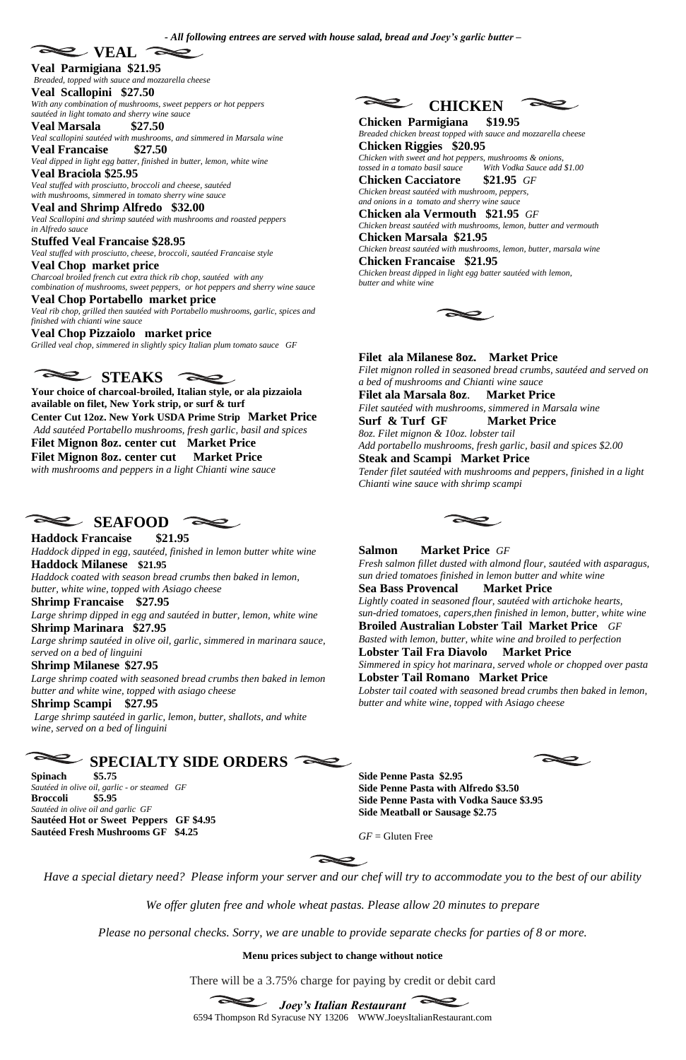*- All following entrees are served with house salad, bread and Joey's garlic butter –*

## VEAL

**Veal Parmigiana $21.95**
*Breaded, topped with sauce and mozzarella cheese*

**Veal Scallopini $27.50**
*With any combination of mushrooms, sweet peppers or hot peppers sautéed in light tomato and sherry wine sauce*

**Veal Marsala $27.50**
*Veal scallopini sautéed with mushrooms, and simmered in Marsala wine*

**Veal Francaise $27.50**
*Veal dipped in light egg batter, finished in butter, lemon, white wine*

**Veal Braciola $25.95**
*Veal stuffed with prosciutto, broccoli and cheese, sautéed with mushrooms, simmered in tomato sherry wine sauce*

**Veal and Shrimp Alfredo $32.00**
*Veal Scallopini and shrimp sautéed with mushrooms and roasted peppers in Alfredo sauce*

**Stuffed Veal Francaise $28.95**
*Veal stuffed with prosciutto, cheese, broccoli, sautéed Francaise style*

**Veal Chop market price**
*Charcoal broiled french cut extra thick rib chop, sautéed with any combination of mushrooms, sweet peppers, or hot peppers and sherry wine sauce*

**Veal Chop Portabello market price**
*Veal rib chop, grilled then sautéed with Portabello mushrooms, garlic, spices and finished with chianti wine sauce*

**Veal Chop Pizzaiolo market price**
*Grilled veal chop, simmered in slightly spicy Italian plum tomato sauce GF*

## CHICKEN

**Chicken Parmigiana $19.95**
*Breaded chicken breast topped with sauce and mozzarella cheese*

**Chicken Riggies $20.95**
*Chicken with sweet and hot peppers, mushrooms & onions, tossed in a tomato basil sauce With Vodka Sauce add $1.00*

**Chicken Cacciatore $21.95** *GF*
*Chicken breast sautéed with mushroom, peppers, and onions in a tomato and sherry wine sauce*

**Chicken ala Vermouth $21.95** *GF*
*Chicken breast sautéed with mushrooms, lemon, butter and vermouth*

**Chicken Marsala $21.95**
*Chicken breast sautéed with mushrooms, lemon, butter, marsala wine*

**Chicken Francaise $21.95**
*Chicken breast dipped in light egg batter sautéed with lemon, butter and white wine*

## STEAKS

**Your choice of charcoal-broiled, Italian style, or ala pizzaiola available on filet, New York strip, or surf & turf**

**Center Cut 12oz. New York USDA Prime Strip Market Price**
*Add sautéed Portabello mushrooms, fresh garlic, basil and spices*

**Filet Mignon 8oz. center cut Market Price**

**Filet Mignon 8oz. center cut Market Price**
*with mushrooms and peppers in a light Chianti wine sauce*

**Filet ala Milanese 8oz. Market Price**
*Filet mignon rolled in seasoned bread crumbs, sautéed and served on a bed of mushrooms and Chianti wine sauce*

**Filet ala Marsala 8oz. Market Price**
*Filet sautéed with mushrooms, simmered in Marsala wine*

**Surf & Turf GF Market Price**
*8oz. Filet mignon & 10oz. lobster tail*
*Add portabello mushrooms, fresh garlic, basil and spices $2.00*

**Steak and Scampi Market Price**
*Tender filet sautéed with mushrooms and peppers, finished in a light Chianti wine sauce with shrimp scampi*

## SEAFOOD

**Haddock Francaise $21.95**
*Haddock dipped in egg, sautéed, finished in lemon butter white wine*

**Haddock Milanese $21.95**
*Haddock coated with season bread crumbs then baked in lemon, butter, white wine, topped with Asiago cheese*

**Shrimp Francaise $27.95**
*Large shrimp dipped in egg and sautéed in butter, lemon, white wine*

**Shrimp Marinara $27.95**
*Large shrimp sautéed in olive oil, garlic, simmered in marinara sauce, served on a bed of linguini*

**Shrimp Milanese $27.95**
*Large shrimp coated with seasoned bread crumbs then baked in lemon butter and white wine, topped with asiago cheese*

**Shrimp Scampi $27.95**
*Large shrimp sautéed in garlic, lemon, butter, shallots, and white wine, served on a bed of linguini*

**Salmon Market Price** *GF*
*Fresh salmon fillet dusted with almond flour, sautéed with asparagus, sun dried tomatoes finished in lemon butter and white wine*

**Sea Bass Provencal Market Price**
*Lightly coated in seasoned flour, sautéed with artichoke hearts, sun-dried tomatoes, capers,then finished in lemon, butter, white wine*

**Broiled Australian Lobster Tail Market Price** *GF*
*Basted with lemon, butter, white wine and broiled to perfection*

**Lobster Tail Fra Diavolo Market Price**
*Simmered in spicy hot marinara, served whole or chopped over pasta*

**Lobster Tail Romano Market Price**
*Lobster tail coated with seasoned bread crumbs then baked in lemon, butter and white wine, topped with Asiago cheese*

## SPECIALTY SIDE ORDERS

**Spinach $5.75**
*Sautéed in olive oil, garlic - or steamed GF*

**Broccoli $5.95**
*Sautéed in olive oil and garlic GF*

**Sautéed Hot or Sweet Peppers GF $4.95**

**Sautéed Fresh Mushrooms GF $4.25**

**Side Penne Pasta $2.95**

**Side Penne Pasta with Alfredo $3.50**

**Side Penne Pasta with Vodka Sauce $3.95**

**Side Meatball or Sausage $2.75**

*GF* = Gluten Free

*Have a special dietary need? Please inform your server and our chef will try to accommodate you to the best of our ability*

*We offer gluten free and whole wheat pastas. Please allow 20 minutes to prepare*

*Please no personal checks. Sorry, we are unable to provide separate checks for parties of 8 or more.*

**Menu prices subject to change without notice**

There will be a 3.75% charge for paying by credit or debit card

***Joey's Italian Restaurant***

6594 Thompson Rd Syracuse NY 13206 WWW.JoeysItalianRestaurant.com